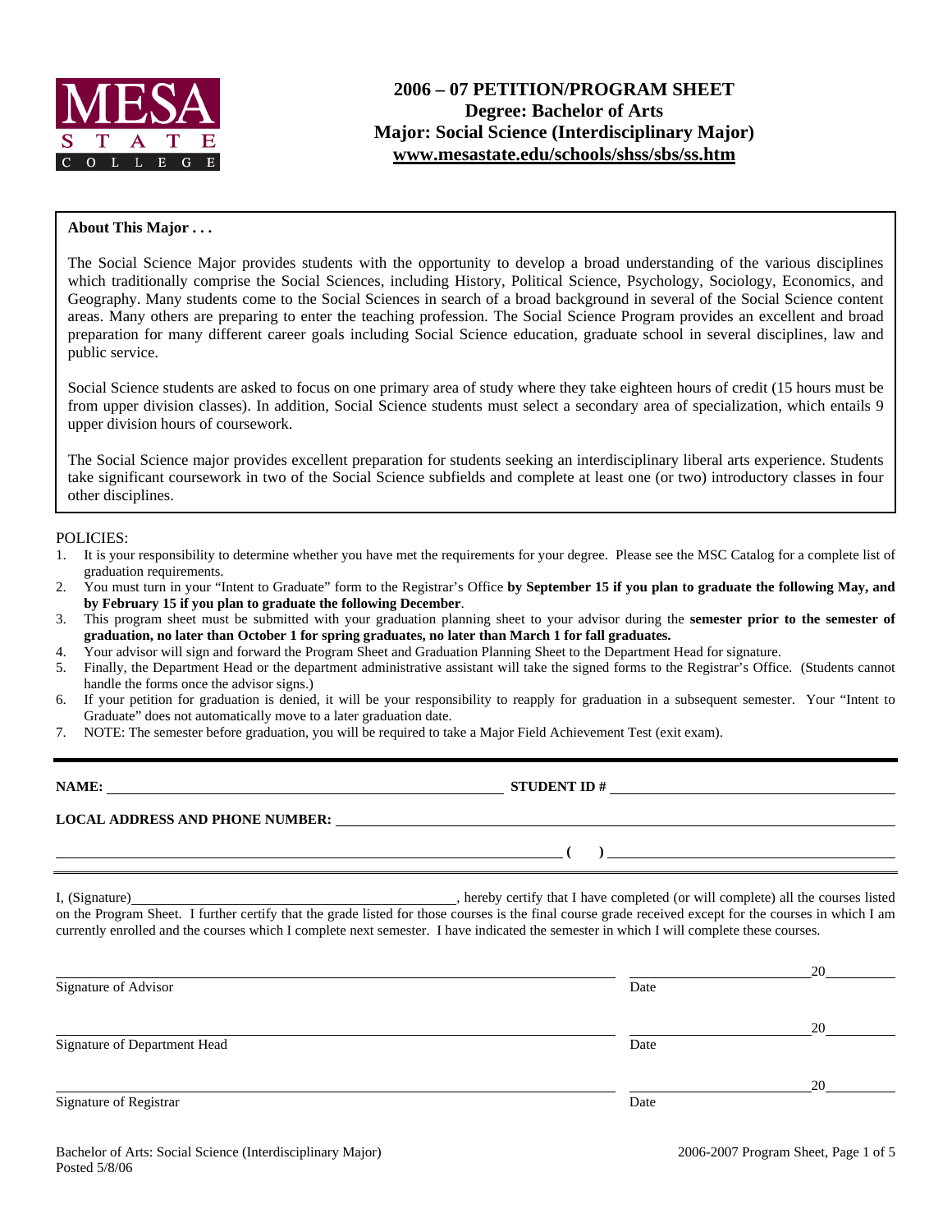**MESA STATE COLLEGE**

# 2006 – 07 PETITION/PROGRAM SHEET
## Degree: Bachelor of Arts
## Major: Social Science (Interdisciplinary Major)
## www.mesastate.edu/schools/shss/sbs/ss.htm

**About This Major . . .**

The Social Science Major provides students with the opportunity to develop a broad understanding of the various disciplines which traditionally comprise the Social Sciences, including History, Political Science, Psychology, Sociology, Economics, and Geography. Many students come to the Social Sciences in search of a broad background in several of the Social Science content areas. Many others are preparing to enter the teaching profession. The Social Science Program provides an excellent and broad preparation for many different career goals including Social Science education, graduate school in several disciplines, law and public service.

Social Science students are asked to focus on one primary area of study where they take eighteen hours of credit (15 hours must be from upper division classes). In addition, Social Science students must select a secondary area of specialization, which entails 9 upper division hours of coursework.

The Social Science major provides excellent preparation for students seeking an interdisciplinary liberal arts experience. Students take significant coursework in two of the Social Science subfields and complete at least one (or two) introductory classes in four other disciplines.

POLICIES:

1. It is your responsibility to determine whether you have met the requirements for your degree. Please see the MSC Catalog for a complete list of graduation requirements.
2. You must turn in your "Intent to Graduate" form to the Registrar's Office **by September 15 if you plan to graduate the following May, and by February 15 if you plan to graduate the following December**.
3. This program sheet must be submitted with your graduation planning sheet to your advisor during the **semester prior to the semester of graduation, no later than October 1 for spring graduates, no later than March 1 for fall graduates.**
4. Your advisor will sign and forward the Program Sheet and Graduation Planning Sheet to the Department Head for signature.
5. Finally, the Department Head or the department administrative assistant will take the signed forms to the Registrar's Office. (Students cannot handle the forms once the advisor signs.)
6. If your petition for graduation is denied, it will be your responsibility to reapply for graduation in a subsequent semester. Your "Intent to Graduate" does not automatically move to a later graduation date.
7. NOTE: The semester before graduation, you will be required to take a Major Field Achievement Test (exit exam).

**NAME:** ______________________ **STUDENT ID #** ______________________

**LOCAL ADDRESS AND PHONE NUMBER:** ______________________

______________________ **( )** ______________________

I, (Signature)______________________, hereby certify that I have completed (or will complete) all the courses listed on the Program Sheet. I further certify that the grade listed for those courses is the final course grade received except for the courses in which I am currently enrolled and the courses which I complete next semester. I have indicated the semester in which I will complete these courses.

______________________ ______________ 20______
Signature of Advisor Date

______________________ ______________ 20______
Signature of Department Head Date

______________________ ______________ 20______
Signature of Registrar Date

Bachelor of Arts: Social Science (Interdisciplinary Major)
Posted 5/8/06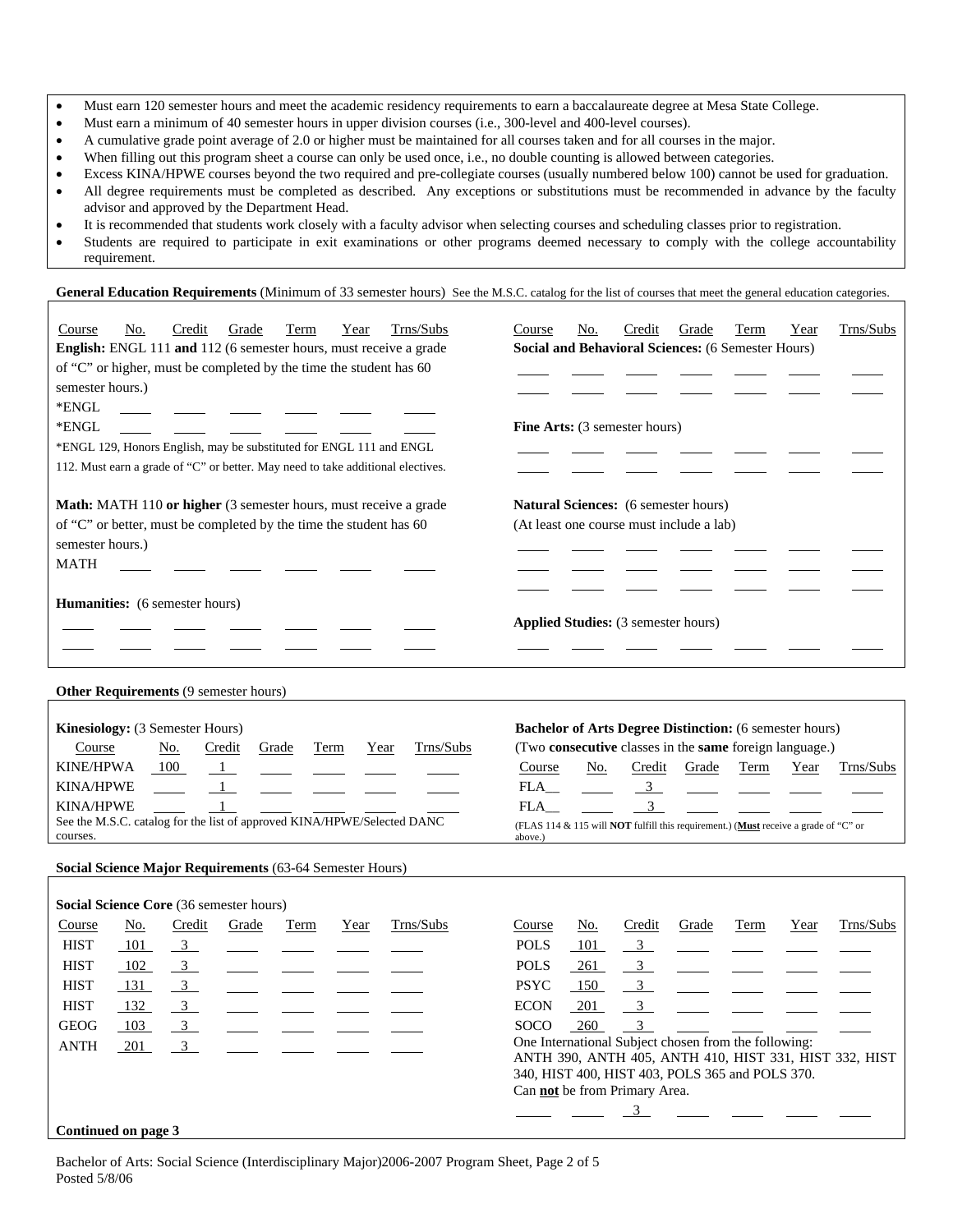- Must earn 120 semester hours and meet the academic residency requirements to earn a baccalaureate degree at Mesa State College.
- Must earn a minimum of 40 semester hours in upper division courses (i.e., 300-level and 400-level courses).
- A cumulative grade point average of 2.0 or higher must be maintained for all courses taken and for all courses in the major.
- When filling out this program sheet a course can only be used once, i.e., no double counting is allowed between categories.
- Excess KINA/HPWE courses beyond the two required and pre-collegiate courses (usually numbered below 100) cannot be used for graduation.
- All degree requirements must be completed as described. Any exceptions or substitutions must be recommended in advance by the faculty advisor and approved by the Department Head.
- It is recommended that students work closely with a faculty advisor when selecting courses and scheduling classes prior to registration.
- Students are required to participate in exit examinations or other programs deemed necessary to comply with the college accountability requirement.

**General Education Requirements** (Minimum of 33 semester hours) See the M.S.C. catalog for the list of courses that meet the general education categories.

**English:** ENGL 111 **and** 112 (6 semester hours, must receive a grade of "C" or higher, must be completed by the time the student has 60 semester hours.)

| Course | No. | Credit | Grade | Term | Year | Trns/Subs |
|---|---|---|---|---|---|---|
| *ENGL | | | | | | |
| *ENGL | | | | | | |

*ENGL 129, Honors English, may be substituted for ENGL 111 and ENGL 112. Must earn a grade of "C" or better. May need to take additional electives.

**Math:** MATH 110 **or higher** (3 semester hours, must receive a grade of "C" or better, must be completed by the time the student has 60 semester hours.)

| Course | No. | Credit | Grade | Term | Year | Trns/Subs |
|---|---|---|---|---|---|---|
| MATH | | | | | | |

**Humanities:** (6 semester hours)

| Course | No. | Credit | Grade | Term | Year | Trns/Subs |
|---|---|---|---|---|---|---|
| | | | | | | |
| | | | | | | |

**Social and Behavioral Sciences:** (6 Semester Hours)

| Course | No. | Credit | Grade | Term | Year | Trns/Subs |
|---|---|---|---|---|---|---|
| | | | | | | |
| | | | | | | |

**Fine Arts:** (3 semester hours)

| Course | No. | Credit | Grade | Term | Year | Trns/Subs |
|---|---|---|---|---|---|---|
| | | | | | | |
| | | | | | | |

**Natural Sciences:** (6 semester hours)
(At least one course must include a lab)

| Course | No. | Credit | Grade | Term | Year | Trns/Subs |
|---|---|---|---|---|---|---|
| | | | | | | |
| | | | | | | |
| | | | | | | |

**Applied Studies:** (3 semester hours)

| Course | No. | Credit | Grade | Term | Year | Trns/Subs |
|---|---|---|---|---|---|---|
| | | | | | | |

**Other Requirements** (9 semester hours)

**Kinesiology:** (3 Semester Hours)

| Course | No. | Credit | Grade | Term | Year | Trns/Subs |
|---|---|---|---|---|---|---|
| KINE/HPWA | 100 | 1 | | | | |
| KINA/HPWE | | 1 | | | | |
| KINA/HPWE | | 1 | | | | |

See the M.S.C. catalog for the list of approved KINA/HPWE/Selected DANC courses.

**Bachelor of Arts Degree Distinction:** (6 semester hours)
(Two **consecutive** classes in the **same** foreign language.)

| Course | No. | Credit | Grade | Term | Year | Trns/Subs |
|---|---|---|---|---|---|---|
| FLA__ | | 3 | | | | |
| FLA__ | | 3 | | | | |

(FLAS 114 & 115 will **NOT** fulfill this requirement.) (**Must** receive a grade of "C" or above.)

**Social Science Major Requirements** (63-64 Semester Hours)

**Social Science Core** (36 semester hours)

| Course | No. | Credit | Grade | Term | Year | Trns/Subs |
|---|---|---|---|---|---|---|
| HIST | 101 | 3 | | | | |
| HIST | 102 | 3 | | | | |
| HIST | 131 | 3 | | | | |
| HIST | 132 | 3 | | | | |
| GEOG | 103 | 3 | | | | |
| ANTH | 201 | 3 | | | | |
| POLS | 101 | 3 | | | | |
| POLS | 261 | 3 | | | | |
| PSYC | 150 | 3 | | | | |
| ECON | 201 | 3 | | | | |
| SOCO | 260 | 3 | | | | |

One International Subject chosen from the following: ANTH 390, ANTH 405, ANTH 410, HIST 331, HIST 332, HIST 340, HIST 400, HIST 403, POLS 365 and POLS 370. Can **not** be from Primary Area.

| Course | No. | Credit | Grade | Term | Year | Trns/Subs |
|---|---|---|---|---|---|---|
| | | 3 | | | | |

**Continued on page 3**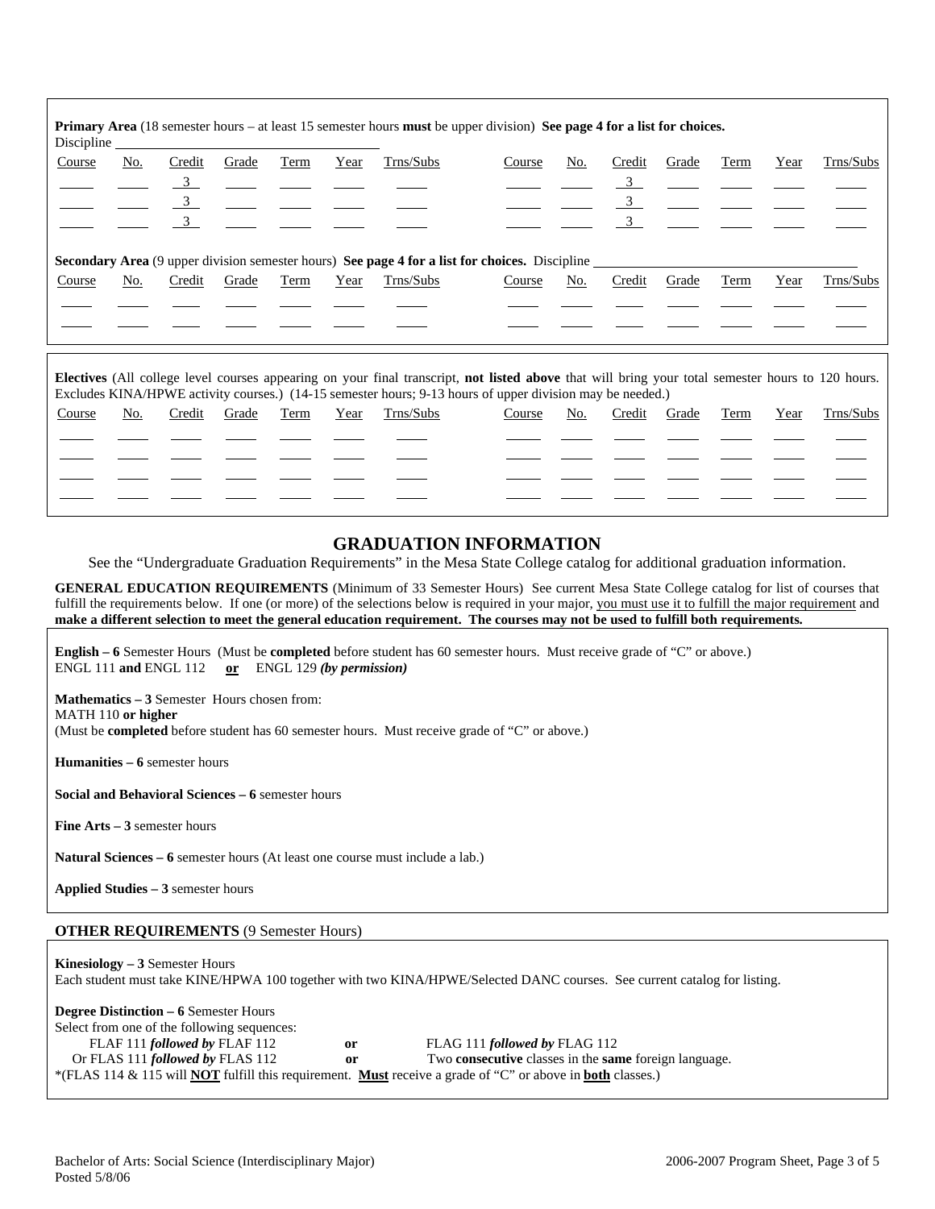**Primary Area** (18 semester hours – at least 15 semester hours **must** be upper division) **See page 4 for a list for choices.**
Discipline ______________________

| Course | No. | Credit | Grade | Term | Year | Trns/Subs | Course | No. | Credit | Grade | Term | Year | Trns/Subs |
|---|---|---|---|---|---|---|---|---|---|---|---|---|---|
| | | 3 | | | | | | | 3 | | | | |
| | | 3 | | | | | | | 3 | | | | |
| | | 3 | | | | | | | 3 | | | | |

**Secondary Area** (9 upper division semester hours) **See page 4 for a list for choices.** Discipline ______________________

| Course | No. | Credit | Grade | Term | Year | Trns/Subs | Course | No. | Credit | Grade | Term | Year | Trns/Subs |
|---|---|---|---|---|---|---|---|---|---|---|---|---|---|
| | | | | | | | | | | | | | |
| | | | | | | | | | | | | | |

**Electives** (All college level courses appearing on your final transcript, **not listed above** that will bring your total semester hours to 120 hours. Excludes KINA/HPWE activity courses.) (14-15 semester hours; 9-13 hours of upper division may be needed.)

| Course | No. | Credit | Grade | Term | Year | Trns/Subs | Course | No. | Credit | Grade | Term | Year | Trns/Subs |
|---|---|---|---|---|---|---|---|---|---|---|---|---|---|
| | | | | | | | | | | | | | |
| | | | | | | | | | | | | | |
| | | | | | | | | | | | | | |
| | | | | | | | | | | | | | |

## GRADUATION INFORMATION

See the "Undergraduate Graduation Requirements" in the Mesa State College catalog for additional graduation information.

**GENERAL EDUCATION REQUIREMENTS** (Minimum of 33 Semester Hours) See current Mesa State College catalog for list of courses that fulfill the requirements below. If one (or more) of the selections below is required in your major, you must use it to fulfill the major requirement and **make a different selection to meet the general education requirement. The courses may not be used to fulfill both requirements.**

**English – 6** Semester Hours (Must be **completed** before student has 60 semester hours. Must receive grade of "C" or above.)
ENGL 111 **and** ENGL 112 **or** ENGL 129 ***(by permission)***

**Mathematics – 3** Semester Hours chosen from:
MATH 110 **or higher**
(Must be **completed** before student has 60 semester hours. Must receive grade of "C" or above.)

**Humanities – 6** semester hours

**Social and Behavioral Sciences – 6** semester hours

**Fine Arts – 3** semester hours

**Natural Sciences – 6** semester hours (At least one course must include a lab.)

**Applied Studies – 3** semester hours

**OTHER REQUIREMENTS** (9 Semester Hours)

**Kinesiology – 3** Semester Hours
Each student must take KINE/HPWA 100 together with two KINA/HPWE/Selected DANC courses. See current catalog for listing.

**Degree Distinction – 6** Semester Hours
Select from one of the following sequences:

FLAF 111 ***followed by*** FLAF 112 **or** FLAG 111 ***followed by*** FLAG 112
Or FLAS 111 ***followed by*** FLAS 112 **or** Two **consecutive** classes in the **same** foreign language.

*(FLAS 114 & 115 will **NOT** fulfill this requirement. **Must** receive a grade of "C" or above in **both** classes.)

Bachelor of Arts: Social Science (Interdisciplinary Major)
Posted 5/8/06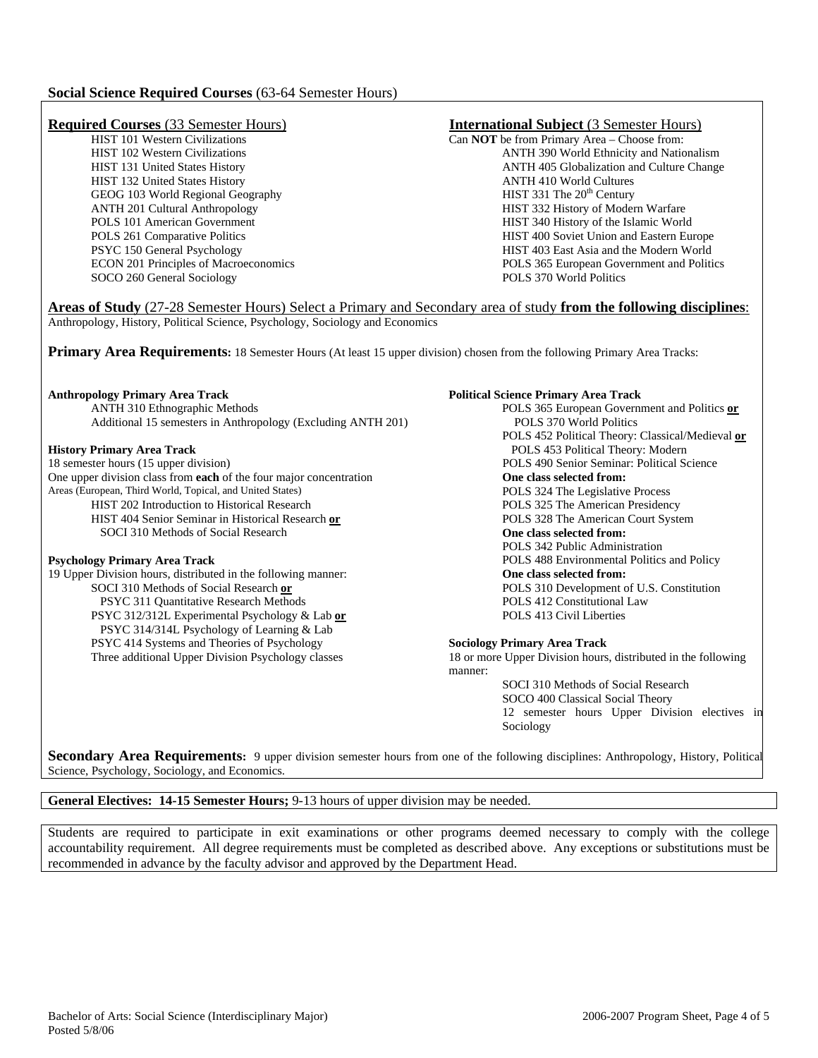## Social Science Required Courses (63-64 Semester Hours)

**Required Courses** (33 Semester Hours)

- HIST 101 Western Civilizations
- HIST 102 Western Civilizations
- HIST 131 United States History
- HIST 132 United States History
- GEOG 103 World Regional Geography
- ANTH 201 Cultural Anthropology
- POLS 101 American Government
- POLS 261 Comparative Politics
- PSYC 150 General Psychology
- ECON 201 Principles of Macroeconomics
- SOCO 260 General Sociology

**International Subject** (3 Semester Hours)

Can **NOT** be from Primary Area – Choose from:

- ANTH 390 World Ethnicity and Nationalism
- ANTH 405 Globalization and Culture Change
- ANTH 410 World Cultures
- HIST 331 The 20th Century
- HIST 332 History of Modern Warfare
- HIST 340 History of the Islamic World
- HIST 400 Soviet Union and Eastern Europe
- HIST 403 East Asia and the Modern World
- POLS 365 European Government and Politics
- POLS 370 World Politics

**Areas of Study** (27-28 Semester Hours) Select a Primary and Secondary area of study **from the following disciplines**: Anthropology, History, Political Science, Psychology, Sociology and Economics

**Primary Area Requirements:** 18 Semester Hours (At least 15 upper division) chosen from the following Primary Area Tracks:

**Anthropology Primary Area Track**

- ANTH 310 Ethnographic Methods
- Additional 15 semesters in Anthropology (Excluding ANTH 201)

**History Primary Area Track**

18 semester hours (15 upper division)

One upper division class from **each** of the four major concentration Areas (European, Third World, Topical, and United States)

- HIST 202 Introduction to Historical Research
- HIST 404 Senior Seminar in Historical Research **or** SOCI 310 Methods of Social Research

**Psychology Primary Area Track**

19 Upper Division hours, distributed in the following manner:

- SOCI 310 Methods of Social Research **or** PSYC 311 Quantitative Research Methods
- PSYC 312/312L Experimental Psychology & Lab **or** PSYC 314/314L Psychology of Learning & Lab
- PSYC 414 Systems and Theories of Psychology
- Three additional Upper Division Psychology classes

**Political Science Primary Area Track**

- POLS 365 European Government and Politics **or** POLS 370 World Politics
- POLS 452 Political Theory: Classical/Medieval **or** POLS 453 Political Theory: Modern
- POLS 490 Senior Seminar: Political Science

**One class selected from:**

- POLS 324 The Legislative Process
- POLS 325 The American Presidency
- POLS 328 The American Court System

**One class selected from:**

- POLS 342 Public Administration
- POLS 488 Environmental Politics and Policy

**One class selected from:**

- POLS 310 Development of U.S. Constitution
- POLS 412 Constitutional Law
- POLS 413 Civil Liberties

**Sociology Primary Area Track**

18 or more Upper Division hours, distributed in the following manner:

- SOCI 310 Methods of Social Research
- SOCO 400 Classical Social Theory
- 12 semester hours Upper Division electives in Sociology

**Secondary Area Requirements:** 9 upper division semester hours from one of the following disciplines: Anthropology, History, Political Science, Psychology, Sociology, and Economics.

**General Electives: 14-15 Semester Hours;** 9-13 hours of upper division may be needed.

Students are required to participate in exit examinations or other programs deemed necessary to comply with the college accountability requirement. All degree requirements must be completed as described above. Any exceptions or substitutions must be recommended in advance by the faculty advisor and approved by the Department Head.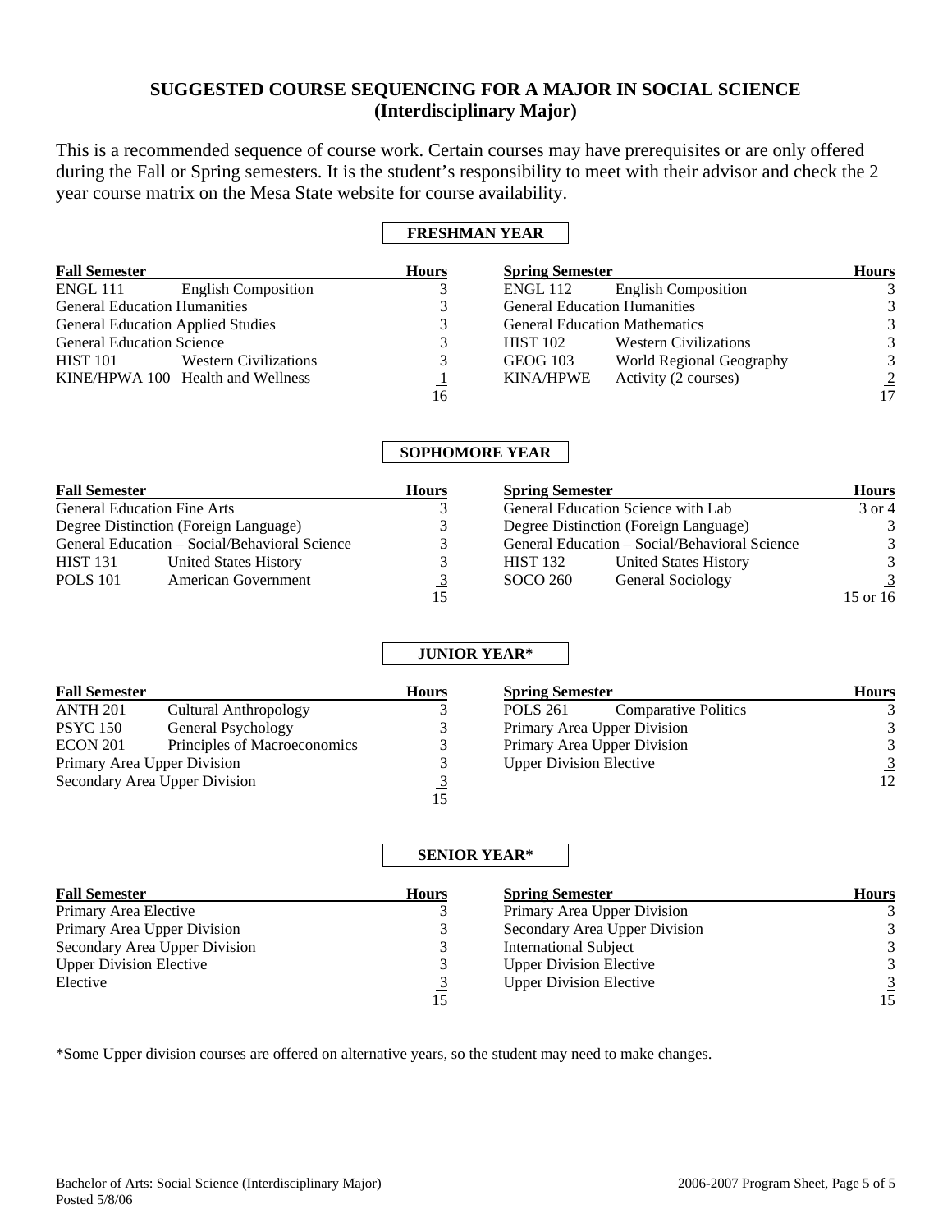# SUGGESTED COURSE SEQUENCING FOR A MAJOR IN SOCIAL SCIENCE (Interdisciplinary Major)

This is a recommended sequence of course work. Certain courses may have prerequisites or are only offered during the Fall or Spring semesters. It is the student's responsibility to meet with their advisor and check the 2 year course matrix on the Mesa State website for course availability.

## FRESHMAN YEAR

| Fall Semester | | Hours |
|---|---|---|
| ENGL 111 | English Composition | 3 |
| General Education Humanities | | 3 |
| General Education Applied Studies | | 3 |
| General Education Science | | 3 |
| HIST 101 | Western Civilizations | 3 |
| KINE/HPWA 100 | Health and Wellness | 1 |
| | | 16 |

| Spring Semester | | Hours |
|---|---|---|
| ENGL 112 | English Composition | 3 |
| General Education Humanities | | 3 |
| General Education Mathematics | | 3 |
| HIST 102 | Western Civilizations | 3 |
| GEOG 103 | World Regional Geography | 3 |
| KINA/HPWE | Activity (2 courses) | 2 |
| | | 17 |

## SOPHOMORE YEAR

| Fall Semester | | Hours |
|---|---|---|
| General Education Fine Arts | | 3 |
| Degree Distinction (Foreign Language) | | 3 |
| General Education – Social/Behavioral Science | | 3 |
| HIST 131 | United States History | 3 |
| POLS 101 | American Government | 3 |
| | | 15 |

| Spring Semester | | Hours |
|---|---|---|
| General Education Science with Lab | | 3 or 4 |
| Degree Distinction (Foreign Language) | | 3 |
| General Education – Social/Behavioral Science | | 3 |
| HIST 132 | United States History | 3 |
| SOCO 260 | General Sociology | 3 |
| | | 15 or 16 |

## JUNIOR YEAR*

| Fall Semester | | Hours |
|---|---|---|
| ANTH 201 | Cultural Anthropology | 3 |
| PSYC 150 | General Psychology | 3 |
| ECON 201 | Principles of Macroeconomics | 3 |
| Primary Area Upper Division | | 3 |
| Secondary Area Upper Division | | 3 |
| | | 15 |

| Spring Semester | | Hours |
|---|---|---|
| POLS 261 | Comparative Politics | 3 |
| Primary Area Upper Division | | 3 |
| Primary Area Upper Division | | 3 |
| Upper Division Elective | | 3 |
| | | 12 |

## SENIOR YEAR*

| Fall Semester | Hours |
|---|---|
| Primary Area Elective | 3 |
| Primary Area Upper Division | 3 |
| Secondary Area Upper Division | 3 |
| Upper Division Elective | 3 |
| Elective | 3 |
| | 15 |

| Spring Semester | Hours |
|---|---|
| Primary Area Upper Division | 3 |
| Secondary Area Upper Division | 3 |
| International Subject | 3 |
| Upper Division Elective | 3 |
| Upper Division Elective | 3 |
| | 15 |

*Some Upper division courses are offered on alternative years, so the student may need to make changes.